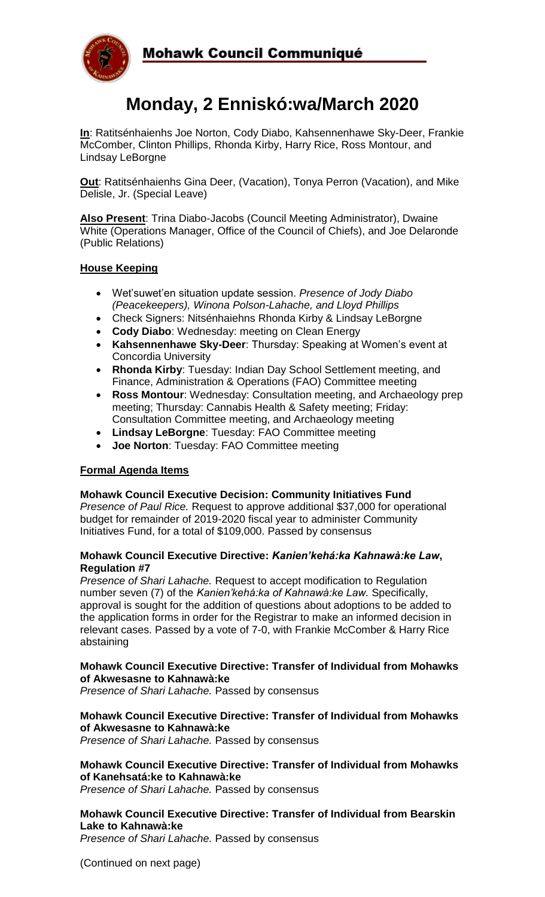# Mohawk Council Communiqué

## Monday, 2 Ennískó:wa/March 2020

**In**: Ratitsénhaienhs Joe Norton, Cody Diabo, Kahsennenhawe Sky-Deer, Frankie McComber, Clinton Phillips, Rhonda Kirby, Harry Rice, Ross Montour, and Lindsay LeBorgne

**Out**: Ratitsénhaienhs Gina Deer, (Vacation), Tonya Perron (Vacation), and Mike Delisle, Jr. (Special Leave)

**Also Present**: Trina Diabo-Jacobs (Council Meeting Administrator), Dwaine White (Operations Manager, Office of the Council of Chiefs), and Joe Delaronde (Public Relations)

### House Keeping

- Wet'suwet'en situation update session. *Presence of Jody Diabo (Peacekeepers), Winona Polson-Lahache, and Lloyd Phillips*
- Check Signers: Nitsénhaiehns Rhonda Kirby & Lindsay LeBorgne
- **Cody Diabo**: Wednesday: meeting on Clean Energy
- **Kahsennenhawe Sky-Deer**: Thursday: Speaking at Women's event at Concordia University
- **Rhonda Kirby**: Tuesday: Indian Day School Settlement meeting, and Finance, Administration & Operations (FAO) Committee meeting
- **Ross Montour**: Wednesday: Consultation meeting, and Archaeology prep meeting; Thursday: Cannabis Health & Safety meeting; Friday: Consultation Committee meeting, and Archaeology meeting
- **Lindsay LeBorgne**: Tuesday: FAO Committee meeting
- **Joe Norton**: Tuesday: FAO Committee meeting

### Formal Agenda Items

**Mohawk Council Executive Decision: Community Initiatives Fund**
*Presence of Paul Rice.* Request to approve additional $37,000 for operational budget for remainder of 2019-2020 fiscal year to administer Community Initiatives Fund, for a total of $109,000. Passed by consensus

**Mohawk Council Executive Directive: *Kanien'kehá:ka Kahnawà:ke Law*, Regulation #7**
*Presence of Shari Lahache.* Request to accept modification to Regulation number seven (7) of the *Kanien'kehá:ka of Kahnawà:ke Law.* Specifically, approval is sought for the addition of questions about adoptions to be added to the application forms in order for the Registrar to make an informed decision in relevant cases. Passed by a vote of 7-0, with Frankie McComber & Harry Rice abstaining

**Mohawk Council Executive Directive: Transfer of Individual from Mohawks of Akwesasne to Kahnawà:ke**
*Presence of Shari Lahache.* Passed by consensus

**Mohawk Council Executive Directive: Transfer of Individual from Mohawks of Akwesasne to Kahnawà:ke**
*Presence of Shari Lahache.* Passed by consensus

**Mohawk Council Executive Directive: Transfer of Individual from Mohawks of Kanehsatá:ke to Kahnawà:ke**
*Presence of Shari Lahache.* Passed by consensus

**Mohawk Council Executive Directive: Transfer of Individual from Bearskin Lake to Kahnawà:ke**
*Presence of Shari Lahache.* Passed by consensus

(Continued on next page)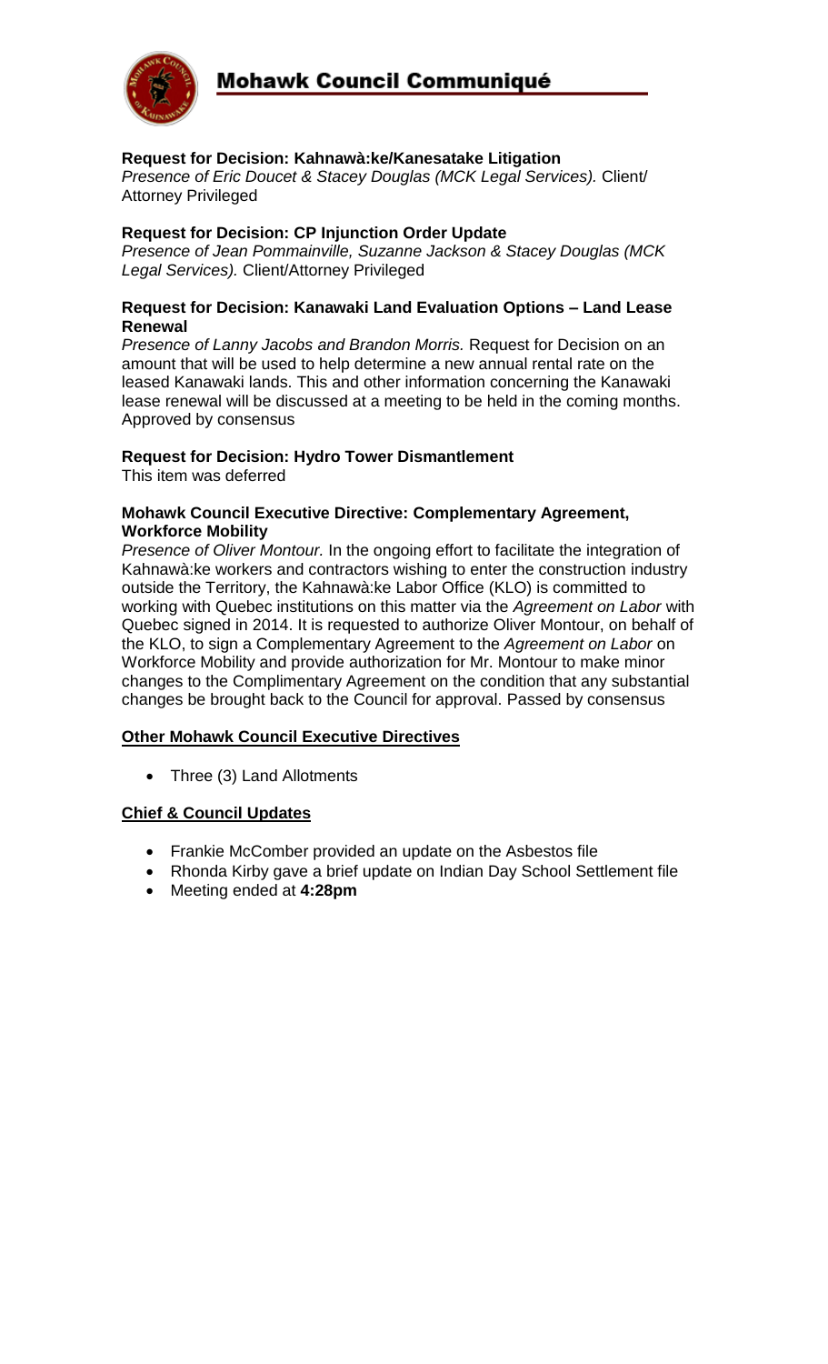**Request for Decision: Kahnawà:ke/Kanesatake Litigation**
*Presence of Eric Doucet & Stacey Douglas (MCK Legal Services).* Client/ Attorney Privileged

**Request for Decision: CP Injunction Order Update**
*Presence of Jean Pommainville, Suzanne Jackson & Stacey Douglas (MCK Legal Services).* Client/Attorney Privileged

**Request for Decision: Kanawaki Land Evaluation Options – Land Lease Renewal**
*Presence of Lanny Jacobs and Brandon Morris.* Request for Decision on an amount that will be used to help determine a new annual rental rate on the leased Kanawaki lands. This and other information concerning the Kanawaki lease renewal will be discussed at a meeting to be held in the coming months. Approved by consensus

**Request for Decision: Hydro Tower Dismantlement**
This item was deferred

**Mohawk Council Executive Directive: Complementary Agreement, Workforce Mobility**
*Presence of Oliver Montour.* In the ongoing effort to facilitate the integration of Kahnawà:ke workers and contractors wishing to enter the construction industry outside the Territory, the Kahnawà:ke Labor Office (KLO) is committed to working with Quebec institutions on this matter via the *Agreement on Labor* with Quebec signed in 2014. It is requested to authorize Oliver Montour, on behalf of the KLO, to sign a Complementary Agreement to the *Agreement on Labor* on Workforce Mobility and provide authorization for Mr. Montour to make minor changes to the Complimentary Agreement on the condition that any substantial changes be brought back to the Council for approval. Passed by consensus

**Other Mohawk Council Executive Directives**

- Three (3) Land Allotments

**Chief & Council Updates**

- Frankie McComber provided an update on the Asbestos file
- Rhonda Kirby gave a brief update on Indian Day School Settlement file
- Meeting ended at **4:28pm**